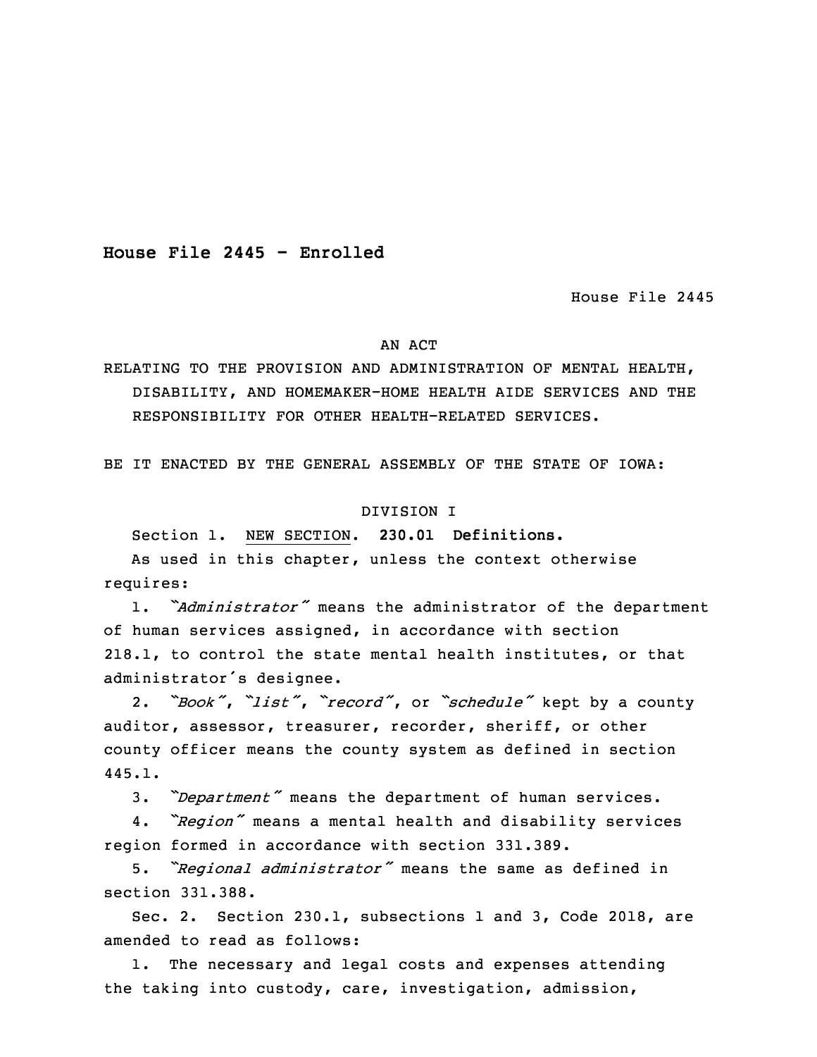**House File 2445 - Enrolled**

House File 2445

AN ACT

RELATING TO THE PROVISION AND ADMINISTRATION OF MENTAL HEALTH, DISABILITY, AND HOMEMAKER-HOME HEALTH AIDE SERVICES AND THE RESPONSIBILITY FOR OTHER HEALTH-RELATED SERVICES.

BE IT ENACTED BY THE GENERAL ASSEMBLY OF THE STATE OF IOWA:

DIVISION I

Section 1. NEW SECTION. **230.01 Definitions.**

As used in this chapter, unless the context otherwise requires:

1. *"Administrator"* means the administrator of the department of human services assigned, in accordance with section 218.1, to control the state mental health institutes, or that administrator's designee.

2. *"Book"*, *"list"*, *"record"*, or *"schedule"* kept by a county auditor, assessor, treasurer, recorder, sheriff, or other county officer means the county system as defined in section 445.1.

3. *"Department"* means the department of human services.

4. *"Region"* means a mental health and disability services region formed in accordance with section 331.389.

5. *"Regional administrator"* means the same as defined in section 331.388.

Sec. 2. Section 230.1, subsections 1 and 3, Code 2018, are amended to read as follows:

1. The necessary and legal costs and expenses attending the taking into custody, care, investigation, admission,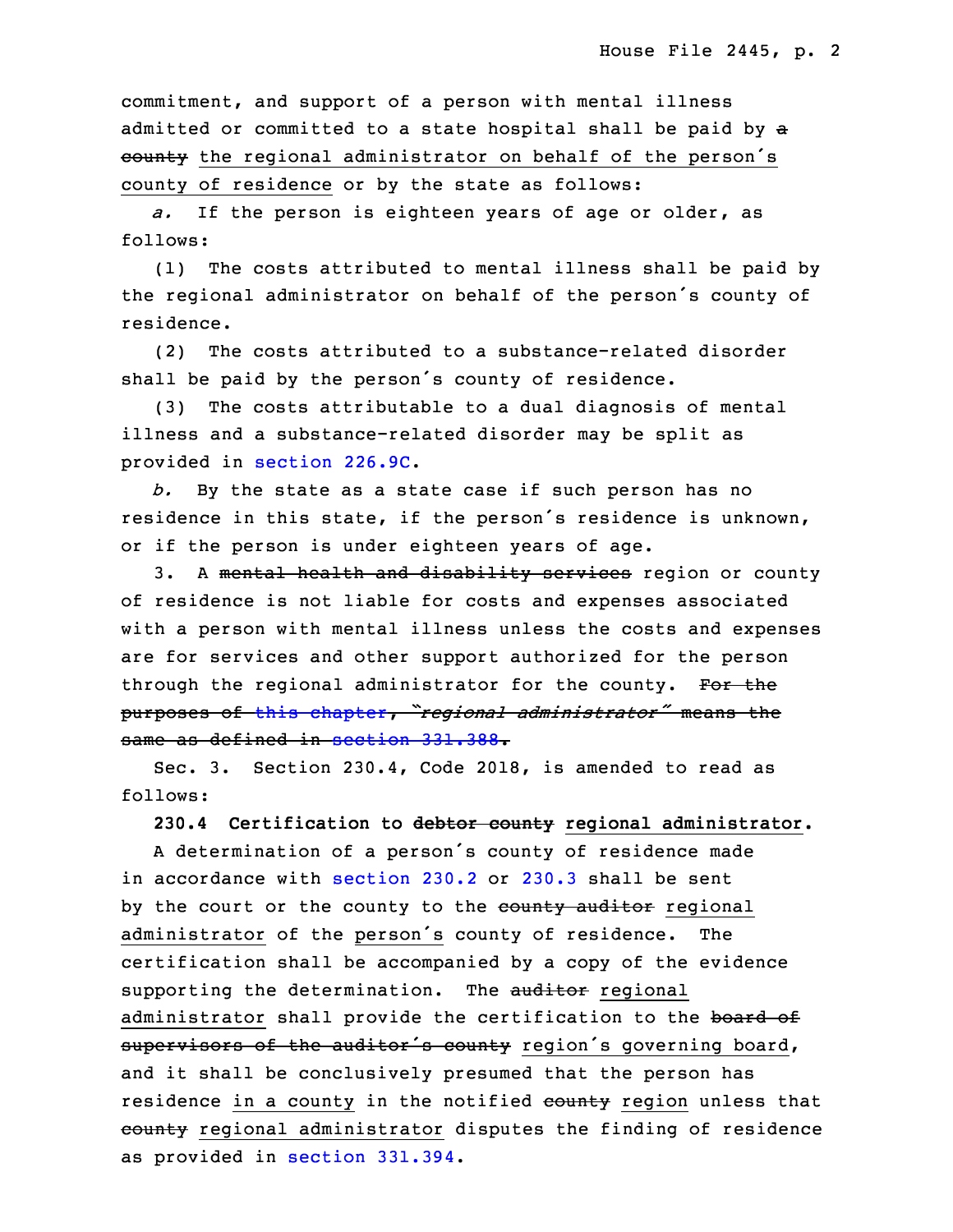commitment, and support of a person with mental illness admitted or committed to a state hospital shall be paid by ~~a county~~ the regional administrator on behalf of the person's county of residence or by the state as follows:

*a.* If the person is eighteen years of age or older, as follows:

(1) The costs attributed to mental illness shall be paid by the regional administrator on behalf of the person's county of residence.

(2) The costs attributed to a substance-related disorder shall be paid by the person's county of residence.

(3) The costs attributable to a dual diagnosis of mental illness and a substance-related disorder may be split as provided in section 226.9C.

*b.* By the state as a state case if such person has no residence in this state, if the person's residence is unknown, or if the person is under eighteen years of age.

3. A ~~mental health and disability services~~ region or county of residence is not liable for costs and expenses associated with a person with mental illness unless the costs and expenses are for services and other support authorized for the person through the regional administrator for the county. ~~For the purposes of this chapter, "*regional administrator*" means the same as defined in section 331.388.~~

Sec. 3. Section 230.4, Code 2018, is amended to read as follows:

**230.4 Certification to ~~debtor county~~ regional administrator.**

A determination of a person's county of residence made in accordance with section 230.2 or 230.3 shall be sent by the court or the county to the ~~county auditor~~ regional administrator of the person's county of residence. The certification shall be accompanied by a copy of the evidence supporting the determination. The ~~auditor~~ regional administrator shall provide the certification to the ~~board of supervisors of the auditor's county~~ region's governing board, and it shall be conclusively presumed that the person has residence in a county in the notified ~~county~~ region unless that ~~county~~ regional administrator disputes the finding of residence as provided in section 331.394.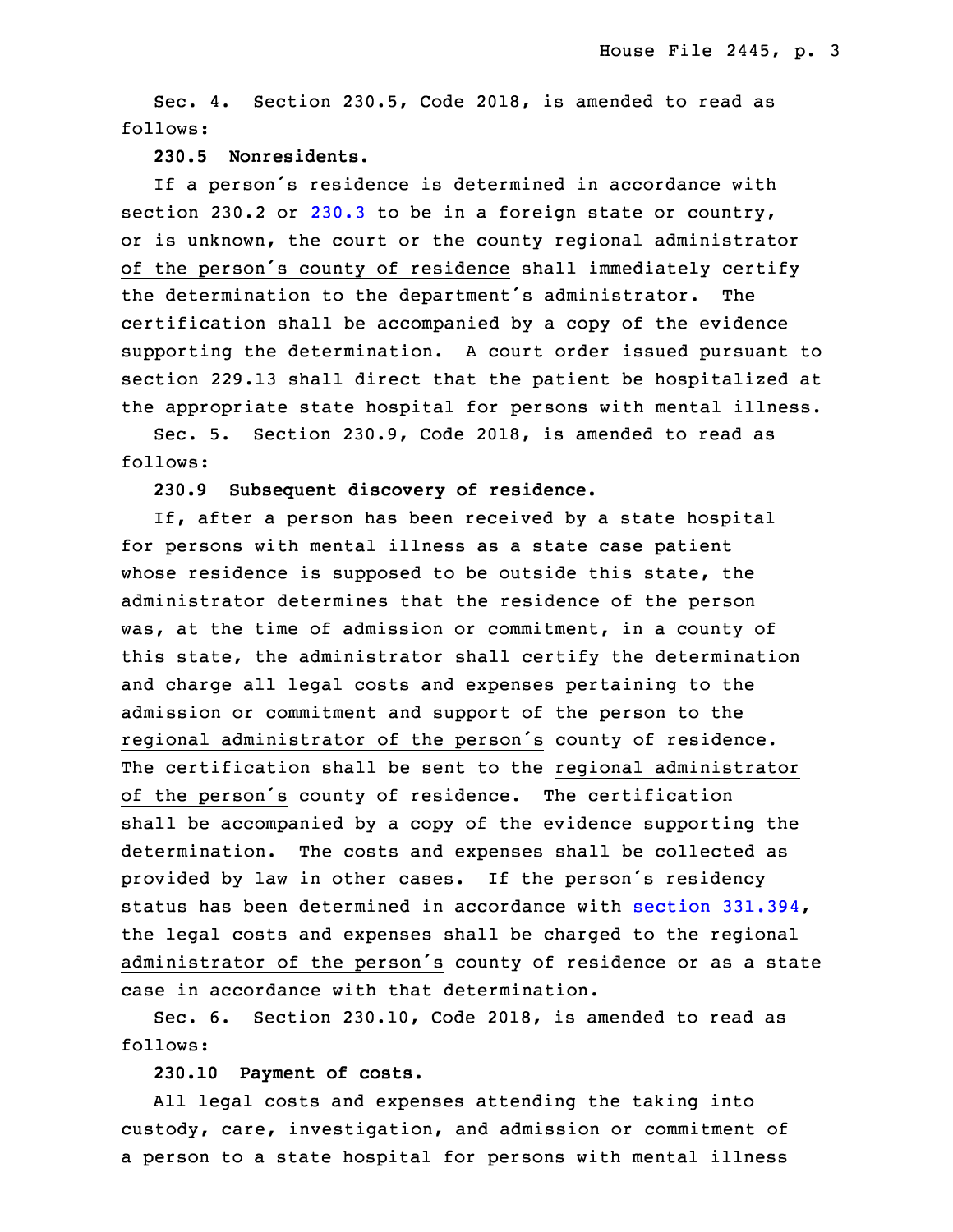Sec. 4. Section 230.5, Code 2018, is amended to read as follows:

**230.5 Nonresidents.**

If a person's residence is determined in accordance with section 230.2 or 230.3 to be in a foreign state or country, or is unknown, the court or the ~~county~~ regional administrator of the person's county of residence shall immediately certify the determination to the department's administrator. The certification shall be accompanied by a copy of the evidence supporting the determination. A court order issued pursuant to section 229.13 shall direct that the patient be hospitalized at the appropriate state hospital for persons with mental illness.

Sec. 5. Section 230.9, Code 2018, is amended to read as follows:

**230.9 Subsequent discovery of residence.**

If, after a person has been received by a state hospital for persons with mental illness as a state case patient whose residence is supposed to be outside this state, the administrator determines that the residence of the person was, at the time of admission or commitment, in a county of this state, the administrator shall certify the determination and charge all legal costs and expenses pertaining to the admission or commitment and support of the person to the regional administrator of the person's county of residence. The certification shall be sent to the regional administrator of the person's county of residence. The certification shall be accompanied by a copy of the evidence supporting the determination. The costs and expenses shall be collected as provided by law in other cases. If the person's residency status has been determined in accordance with section 331.394, the legal costs and expenses shall be charged to the regional administrator of the person's county of residence or as a state case in accordance with that determination.

Sec. 6. Section 230.10, Code 2018, is amended to read as follows:

**230.10 Payment of costs.**

All legal costs and expenses attending the taking into custody, care, investigation, and admission or commitment of a person to a state hospital for persons with mental illness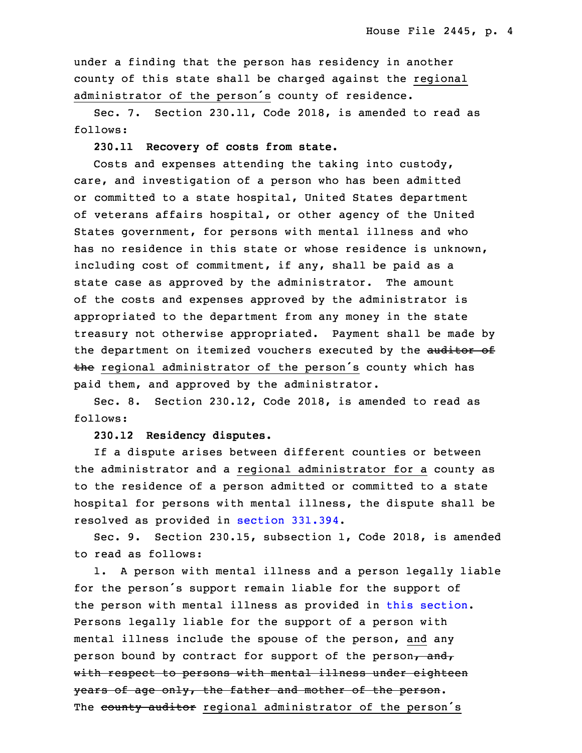under a finding that the person has residency in another county of this state shall be charged against the <u>regional administrator of the person's</u> county of residence.

Sec. 7. Section 230.11, Code 2018, is amended to read as follows:

**230.11 Recovery of costs from state.**

Costs and expenses attending the taking into custody, care, and investigation of a person who has been admitted or committed to a state hospital, United States department of veterans affairs hospital, or other agency of the United States government, for persons with mental illness and who has no residence in this state or whose residence is unknown, including cost of commitment, if any, shall be paid as a state case as approved by the administrator. The amount of the costs and expenses approved by the administrator is appropriated to the department from any money in the state treasury not otherwise appropriated. Payment shall be made by the department on itemized vouchers executed by the ~~auditor of the~~ <u>regional administrator of the person's</u> county which has paid them, and approved by the administrator.

Sec. 8. Section 230.12, Code 2018, is amended to read as follows:

**230.12 Residency disputes.**

If a dispute arises between different counties or between the administrator and a <u>regional administrator for a</u> county as to the residence of a person admitted or committed to a state hospital for persons with mental illness, the dispute shall be resolved as provided in section 331.394.

Sec. 9. Section 230.15, subsection 1, Code 2018, is amended to read as follows:

1. A person with mental illness and a person legally liable for the person's support remain liable for the support of the person with mental illness as provided in this section. Persons legally liable for the support of a person with mental illness include the spouse of the person, <u>and</u> any person bound by contract for support of the person~~, and, with respect to persons with mental illness under eighteen years of age only, the father and mother of the person~~. The ~~county auditor~~ <u>regional administrator of the person's</u>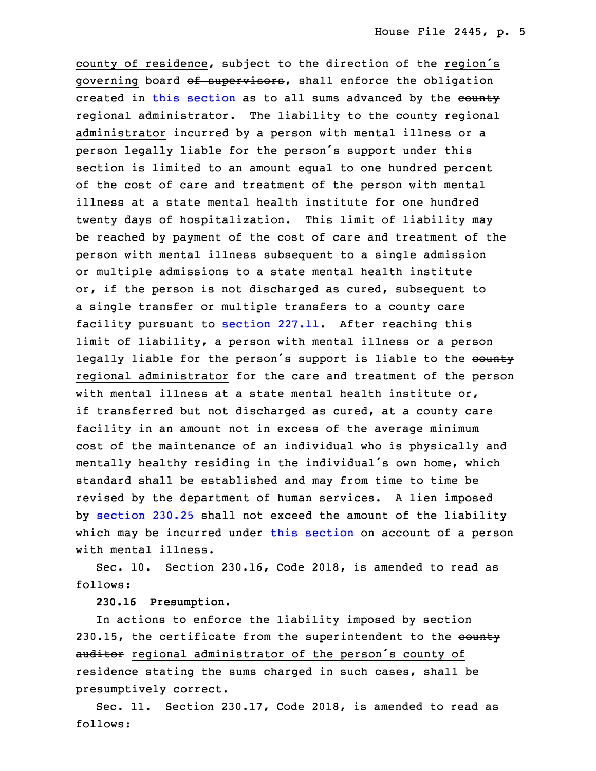county of residence, subject to the direction of the region's governing board ~~of supervisors~~, shall enforce the obligation created in this section as to all sums advanced by the ~~county~~ regional administrator. The liability to the ~~county~~ regional administrator incurred by a person with mental illness or a person legally liable for the person's support under this section is limited to an amount equal to one hundred percent of the cost of care and treatment of the person with mental illness at a state mental health institute for one hundred twenty days of hospitalization. This limit of liability may be reached by payment of the cost of care and treatment of the person with mental illness subsequent to a single admission or multiple admissions to a state mental health institute or, if the person is not discharged as cured, subsequent to a single transfer or multiple transfers to a county care facility pursuant to section 227.11. After reaching this limit of liability, a person with mental illness or a person legally liable for the person's support is liable to the ~~county~~ regional administrator for the care and treatment of the person with mental illness at a state mental health institute or, if transferred but not discharged as cured, at a county care facility in an amount not in excess of the average minimum cost of the maintenance of an individual who is physically and mentally healthy residing in the individual's own home, which standard shall be established and may from time to time be revised by the department of human services. A lien imposed by section 230.25 shall not exceed the amount of the liability which may be incurred under this section on account of a person with mental illness.

Sec. 10. Section 230.16, Code 2018, is amended to read as follows:

**230.16 Presumption.**

In actions to enforce the liability imposed by section 230.15, the certificate from the superintendent to the ~~county auditor~~ regional administrator of the person's county of residence stating the sums charged in such cases, shall be presumptively correct.

Sec. 11. Section 230.17, Code 2018, is amended to read as follows: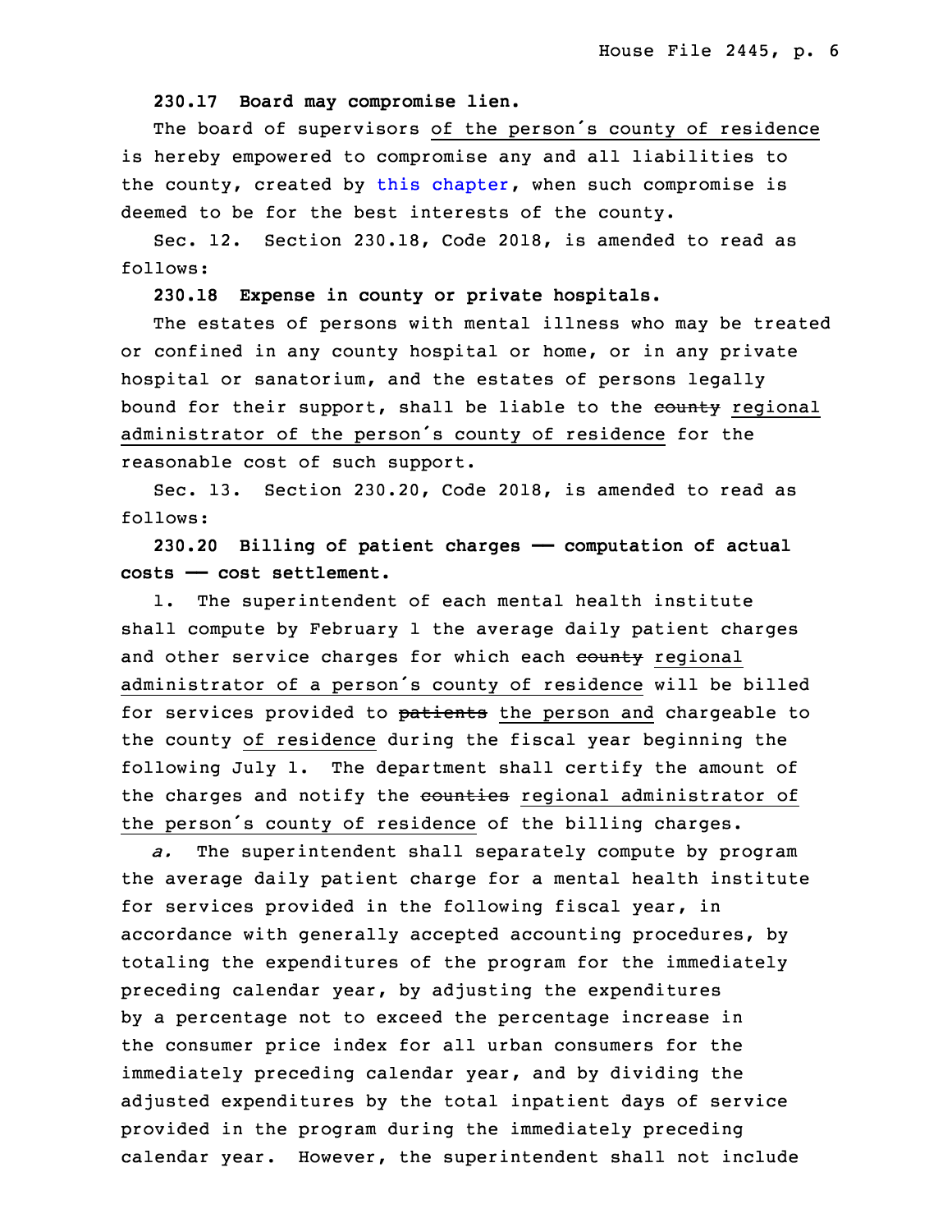**230.17 Board may compromise lien.**

The board of supervisors of the person's county of residence is hereby empowered to compromise any and all liabilities to the county, created by this chapter, when such compromise is deemed to be for the best interests of the county.

Sec. 12. Section 230.18, Code 2018, is amended to read as follows:

**230.18 Expense in county or private hospitals.**

The estates of persons with mental illness who may be treated or confined in any county hospital or home, or in any private hospital or sanatorium, and the estates of persons legally bound for their support, shall be liable to the ~~county~~ regional administrator of the person's county of residence for the reasonable cost of such support.

Sec. 13. Section 230.20, Code 2018, is amended to read as follows:

**230.20 Billing of patient charges —— computation of actual costs —— cost settlement.**

1. The superintendent of each mental health institute shall compute by February 1 the average daily patient charges and other service charges for which each ~~county~~ regional administrator of a person's county of residence will be billed for services provided to ~~patients~~ the person and chargeable to the county of residence during the fiscal year beginning the following July 1. The department shall certify the amount of the charges and notify the ~~counties~~ regional administrator of the person's county of residence of the billing charges.

*a.* The superintendent shall separately compute by program the average daily patient charge for a mental health institute for services provided in the following fiscal year, in accordance with generally accepted accounting procedures, by totaling the expenditures of the program for the immediately preceding calendar year, by adjusting the expenditures by a percentage not to exceed the percentage increase in the consumer price index for all urban consumers for the immediately preceding calendar year, and by dividing the adjusted expenditures by the total inpatient days of service provided in the program during the immediately preceding calendar year. However, the superintendent shall not include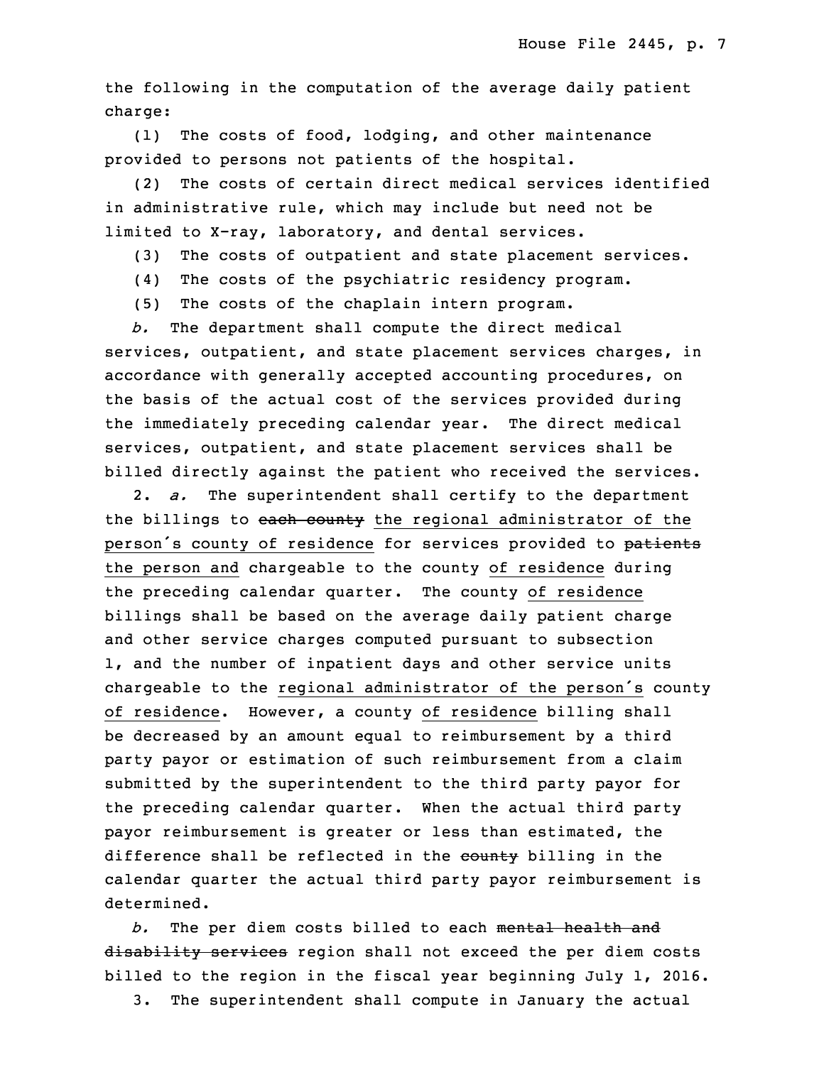the following in the computation of the average daily patient charge:

(1) The costs of food, lodging, and other maintenance provided to persons not patients of the hospital.

(2) The costs of certain direct medical services identified in administrative rule, which may include but need not be limited to X-ray, laboratory, and dental services.

(3) The costs of outpatient and state placement services.

(4) The costs of the psychiatric residency program.

(5) The costs of the chaplain intern program.

*b.* The department shall compute the direct medical services, outpatient, and state placement services charges, in accordance with generally accepted accounting procedures, on the basis of the actual cost of the services provided during the immediately preceding calendar year. The direct medical services, outpatient, and state placement services shall be billed directly against the patient who received the services.

2. *a.* The superintendent shall certify to the department the billings to ~~each county~~ <u>the regional administrator of the person's county of residence</u> for services provided to ~~patients~~ <u>the person and</u> chargeable to the county <u>of residence</u> during the preceding calendar quarter. The county <u>of residence</u> billings shall be based on the average daily patient charge and other service charges computed pursuant to subsection 1, and the number of inpatient days and other service units chargeable to the <u>regional administrator of the person's</u> county <u>of residence</u>. However, a county <u>of residence</u> billing shall be decreased by an amount equal to reimbursement by a third party payor or estimation of such reimbursement from a claim submitted by the superintendent to the third party payor for the preceding calendar quarter. When the actual third party payor reimbursement is greater or less than estimated, the difference shall be reflected in the ~~county~~ billing in the calendar quarter the actual third party payor reimbursement is determined.

*b.* The per diem costs billed to each ~~mental health and disability services~~ region shall not exceed the per diem costs billed to the region in the fiscal year beginning July 1, 2016.

3. The superintendent shall compute in January the actual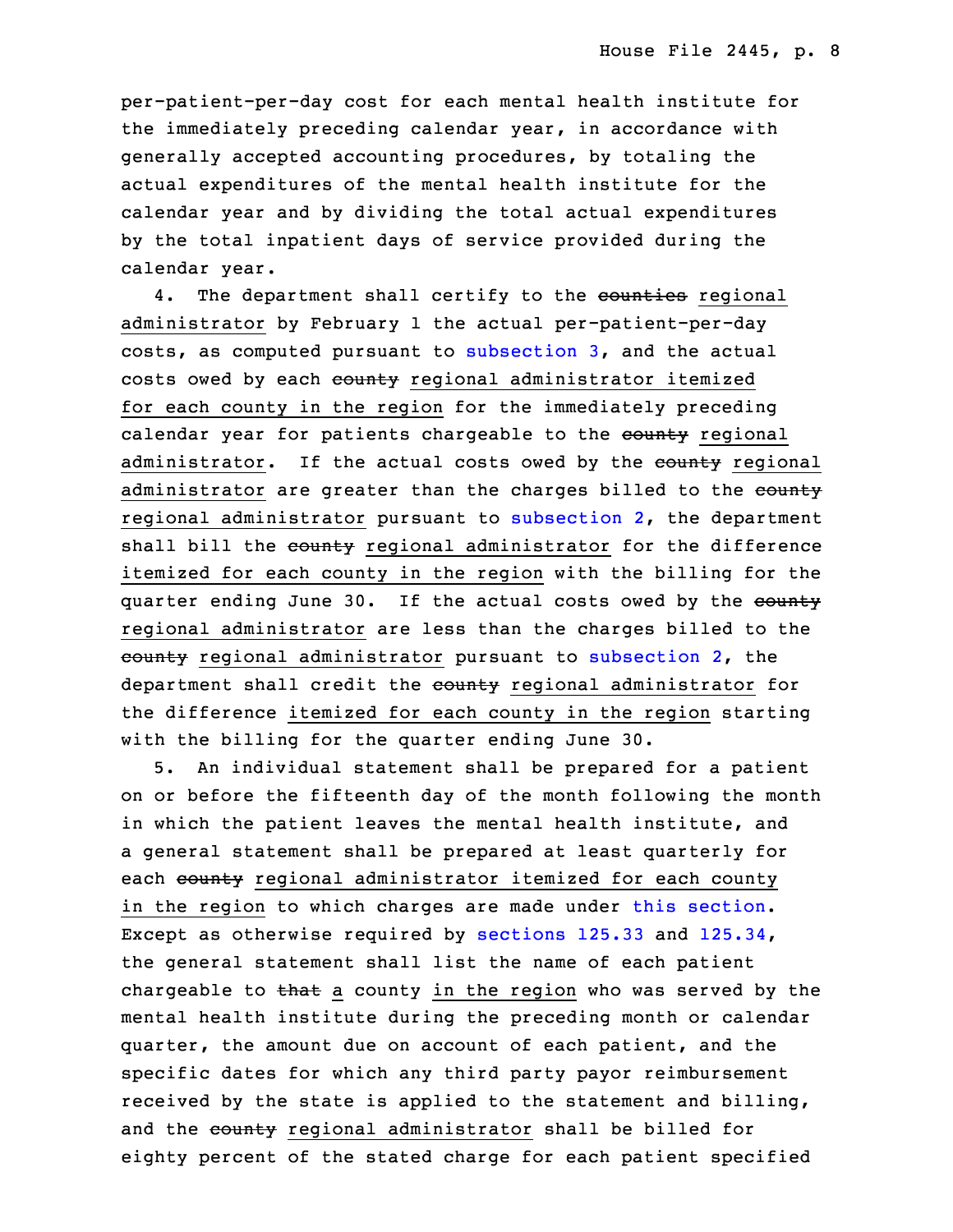per-patient-per-day cost for each mental health institute for the immediately preceding calendar year, in accordance with generally accepted accounting procedures, by totaling the actual expenditures of the mental health institute for the calendar year and by dividing the total actual expenditures by the total inpatient days of service provided during the calendar year.

4. The department shall certify to the ~~counties~~ regional administrator by February 1 the actual per-patient-per-day costs, as computed pursuant to subsection 3, and the actual costs owed by each ~~county~~ regional administrator itemized for each county in the region for the immediately preceding calendar year for patients chargeable to the ~~county~~ regional administrator. If the actual costs owed by the ~~county~~ regional administrator are greater than the charges billed to the ~~county~~ regional administrator pursuant to subsection 2, the department shall bill the ~~county~~ regional administrator for the difference itemized for each county in the region with the billing for the quarter ending June 30. If the actual costs owed by the ~~county~~ regional administrator are less than the charges billed to the ~~county~~ regional administrator pursuant to subsection 2, the department shall credit the ~~county~~ regional administrator for the difference itemized for each county in the region starting with the billing for the quarter ending June 30.

5. An individual statement shall be prepared for a patient on or before the fifteenth day of the month following the month in which the patient leaves the mental health institute, and a general statement shall be prepared at least quarterly for each ~~county~~ regional administrator itemized for each county in the region to which charges are made under this section. Except as otherwise required by sections 125.33 and 125.34, the general statement shall list the name of each patient chargeable to ~~that~~ a county in the region who was served by the mental health institute during the preceding month or calendar quarter, the amount due on account of each patient, and the specific dates for which any third party payor reimbursement received by the state is applied to the statement and billing, and the ~~county~~ regional administrator shall be billed for eighty percent of the stated charge for each patient specified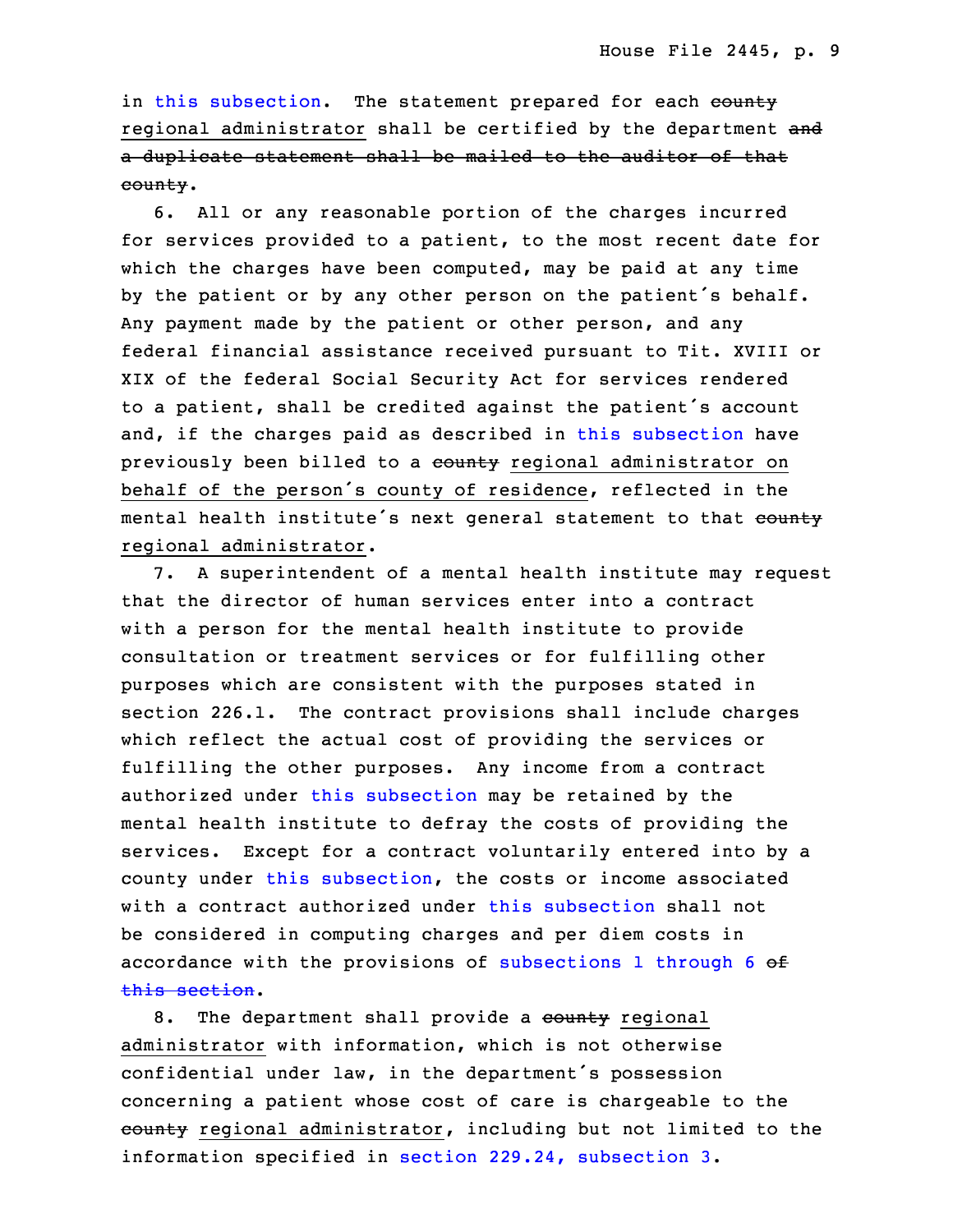in this subsection. The statement prepared for each ~~county~~ regional administrator shall be certified by the department ~~and a duplicate statement shall be mailed to the auditor of that county~~.

6. All or any reasonable portion of the charges incurred for services provided to a patient, to the most recent date for which the charges have been computed, may be paid at any time by the patient or by any other person on the patient's behalf. Any payment made by the patient or other person, and any federal financial assistance received pursuant to Tit. XVIII or XIX of the federal Social Security Act for services rendered to a patient, shall be credited against the patient's account and, if the charges paid as described in this subsection have previously been billed to a ~~county~~ regional administrator on behalf of the person's county of residence, reflected in the mental health institute's next general statement to that ~~county~~ regional administrator.

7. A superintendent of a mental health institute may request that the director of human services enter into a contract with a person for the mental health institute to provide consultation or treatment services or for fulfilling other purposes which are consistent with the purposes stated in section 226.1. The contract provisions shall include charges which reflect the actual cost of providing the services or fulfilling the other purposes. Any income from a contract authorized under this subsection may be retained by the mental health institute to defray the costs of providing the services. Except for a contract voluntarily entered into by a county under this subsection, the costs or income associated with a contract authorized under this subsection shall not be considered in computing charges and per diem costs in accordance with the provisions of subsections 1 through 6 ~~of this section~~.

8. The department shall provide a ~~county~~ regional administrator with information, which is not otherwise confidential under law, in the department's possession concerning a patient whose cost of care is chargeable to the ~~county~~ regional administrator, including but not limited to the information specified in section 229.24, subsection 3.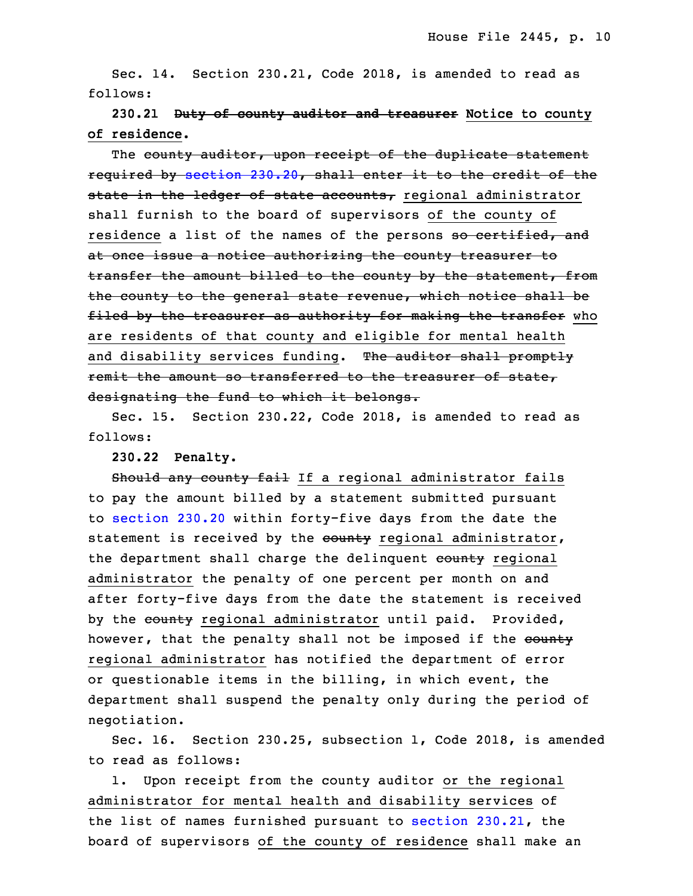Sec. 14. Section 230.21, Code 2018, is amended to read as follows:

**230.21 ~~Duty of county auditor and treasurer~~ Notice to county of residence.**

The ~~county auditor, upon receipt of the duplicate statement required by section 230.20, shall enter it to the credit of the state in the ledger of state accounts,~~ regional administrator shall furnish to the board of supervisors of the county of residence a list of the names of the persons ~~so certified, and at once issue a notice authorizing the county treasurer to transfer the amount billed to the county by the statement, from the county to the general state revenue, which notice shall be filed by the treasurer as authority for making the transfer~~ who are residents of that county and eligible for mental health and disability services funding. ~~The auditor shall promptly remit the amount so transferred to the treasurer of state, designating the fund to which it belongs.~~

Sec. 15. Section 230.22, Code 2018, is amended to read as follows:

**230.22 Penalty.**

~~Should any county fail~~ If a regional administrator fails to pay the amount billed by a statement submitted pursuant to section 230.20 within forty-five days from the date the statement is received by the ~~county~~ regional administrator, the department shall charge the delinquent ~~county~~ regional administrator the penalty of one percent per month on and after forty-five days from the date the statement is received by the ~~county~~ regional administrator until paid. Provided, however, that the penalty shall not be imposed if the ~~county~~ regional administrator has notified the department of error or questionable items in the billing, in which event, the department shall suspend the penalty only during the period of negotiation.

Sec. 16. Section 230.25, subsection 1, Code 2018, is amended to read as follows:

1. Upon receipt from the county auditor or the regional administrator for mental health and disability services of the list of names furnished pursuant to section 230.21, the board of supervisors of the county of residence shall make an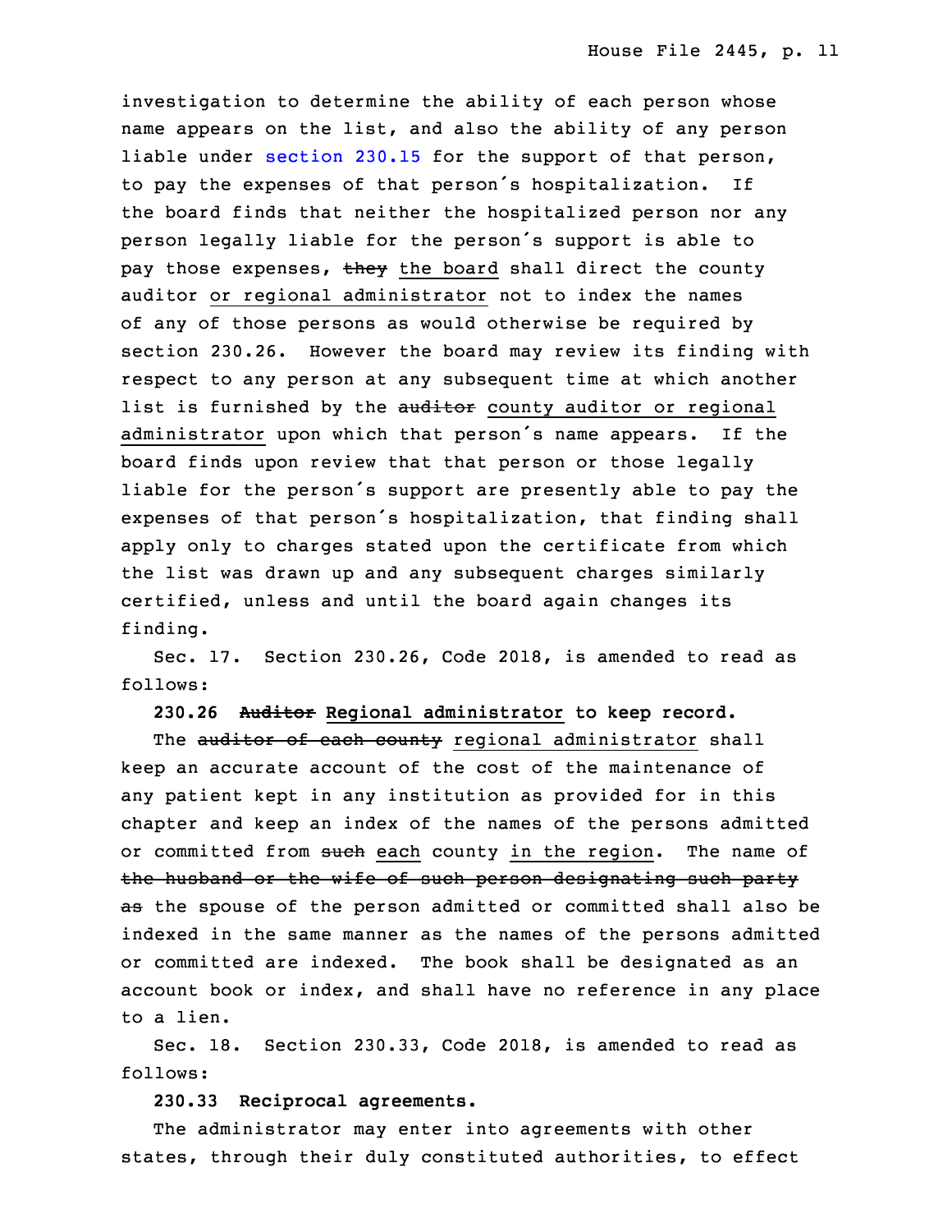investigation to determine the ability of each person whose name appears on the list, and also the ability of any person liable under section 230.15 for the support of that person, to pay the expenses of that person's hospitalization. If the board finds that neither the hospitalized person nor any person legally liable for the person's support is able to pay those expenses, ~~they~~ the board shall direct the county auditor or regional administrator not to index the names of any of those persons as would otherwise be required by section 230.26. However the board may review its finding with respect to any person at any subsequent time at which another list is furnished by the ~~auditor~~ county auditor or regional administrator upon which that person's name appears. If the board finds upon review that that person or those legally liable for the person's support are presently able to pay the expenses of that person's hospitalization, that finding shall apply only to charges stated upon the certificate from which the list was drawn up and any subsequent charges similarly certified, unless and until the board again changes its finding.

Sec. 17. Section 230.26, Code 2018, is amended to read as follows:

**230.26 ~~Auditor~~ Regional administrator to keep record.**

The ~~auditor of each county~~ regional administrator shall keep an accurate account of the cost of the maintenance of any patient kept in any institution as provided for in this chapter and keep an index of the names of the persons admitted or committed from ~~such~~ each county in the region. The name of ~~the husband or the wife of such person designating such party as~~ the spouse of the person admitted or committed shall also be indexed in the same manner as the names of the persons admitted or committed are indexed. The book shall be designated as an account book or index, and shall have no reference in any place to a lien.

Sec. 18. Section 230.33, Code 2018, is amended to read as follows:

**230.33 Reciprocal agreements.**

The administrator may enter into agreements with other states, through their duly constituted authorities, to effect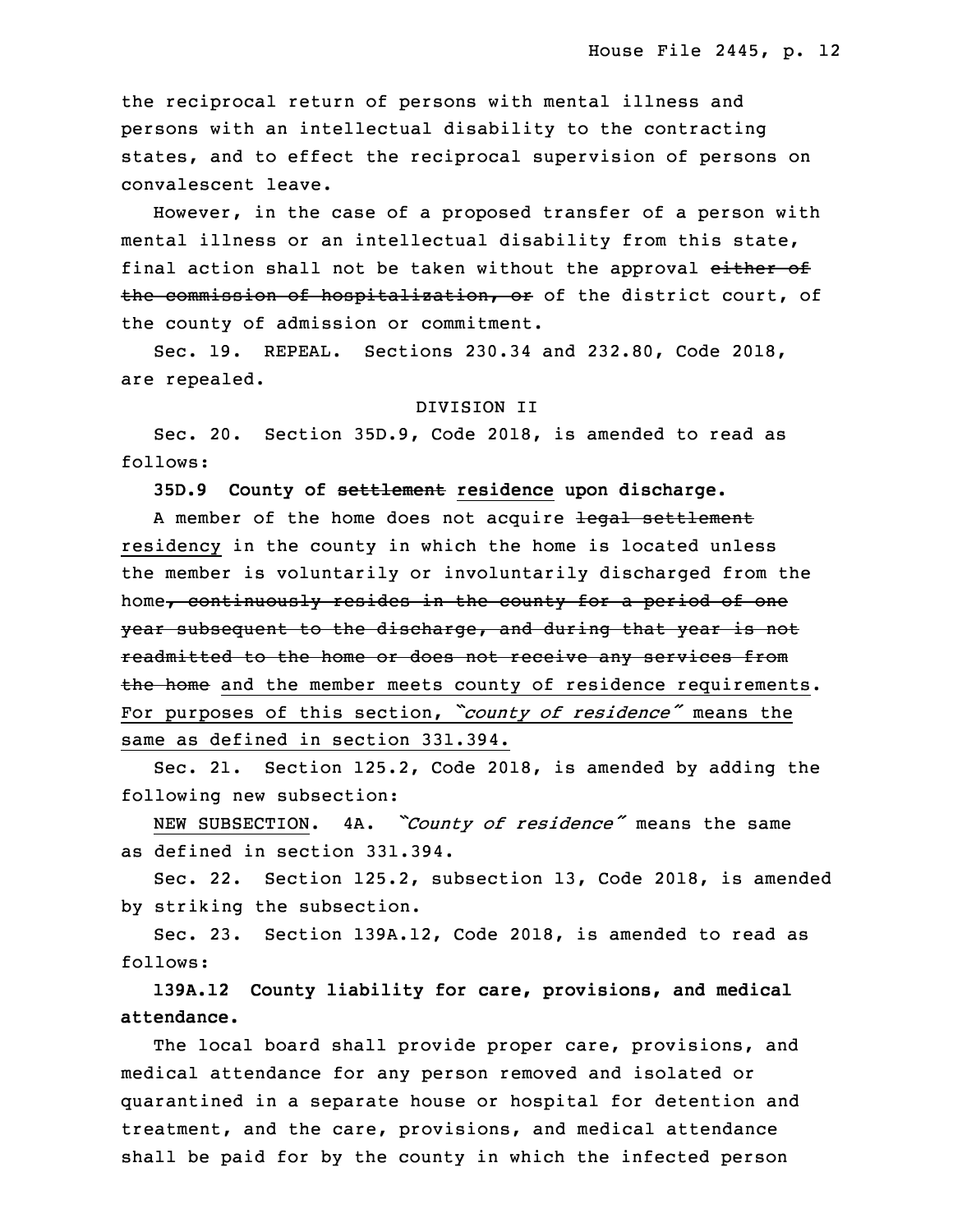the reciprocal return of persons with mental illness and persons with an intellectual disability to the contracting states, and to effect the reciprocal supervision of persons on convalescent leave.

However, in the case of a proposed transfer of a person with mental illness or an intellectual disability from this state, final action shall not be taken without the approval ~~either of the commission of hospitalization, or~~ of the district court, of the county of admission or commitment.

Sec. 19. REPEAL. Sections 230.34 and 232.80, Code 2018, are repealed.

DIVISION II

Sec. 20. Section 35D.9, Code 2018, is amended to read as follows:

**35D.9 County of ~~settlement~~ residence upon discharge.**

A member of the home does not acquire ~~legal settlement~~ residency in the county in which the home is located unless the member is voluntarily or involuntarily discharged from the home~~, continuously resides in the county for a period of one year subsequent to the discharge, and during that year is not readmitted to the home or does not receive any services from the home~~ and the member meets county of residence requirements. For purposes of this section, *"county of residence"* means the same as defined in section 331.394.

Sec. 21. Section 125.2, Code 2018, is amended by adding the following new subsection:

NEW SUBSECTION. 4A. *"County of residence"* means the same as defined in section 331.394.

Sec. 22. Section 125.2, subsection 13, Code 2018, is amended by striking the subsection.

Sec. 23. Section 139A.12, Code 2018, is amended to read as follows:

**139A.12 County liability for care, provisions, and medical attendance.**

The local board shall provide proper care, provisions, and medical attendance for any person removed and isolated or quarantined in a separate house or hospital for detention and treatment, and the care, provisions, and medical attendance shall be paid for by the county in which the infected person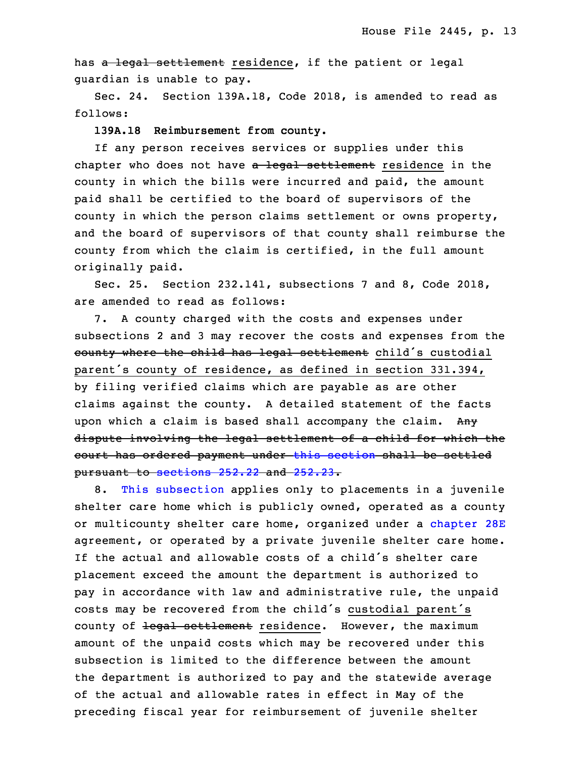has ~~a legal settlement~~ residence, if the patient or legal guardian is unable to pay.

Sec. 24. Section 139A.18, Code 2018, is amended to read as follows:

**139A.18 Reimbursement from county.**

If any person receives services or supplies under this chapter who does not have ~~a legal settlement~~ residence in the county in which the bills were incurred and paid, the amount paid shall be certified to the board of supervisors of the county in which the person claims settlement or owns property, and the board of supervisors of that county shall reimburse the county from which the claim is certified, in the full amount originally paid.

Sec. 25. Section 232.141, subsections 7 and 8, Code 2018, are amended to read as follows:

7. A county charged with the costs and expenses under subsections 2 and 3 may recover the costs and expenses from the ~~county where the child has legal settlement~~ child's custodial parent's county of residence, as defined in section 331.394, by filing verified claims which are payable as are other claims against the county. A detailed statement of the facts upon which a claim is based shall accompany the claim. ~~Any dispute involving the legal settlement of a child for which the court has ordered payment under this section shall be settled pursuant to sections 252.22 and 252.23.~~

8. This subsection applies only to placements in a juvenile shelter care home which is publicly owned, operated as a county or multicounty shelter care home, organized under a chapter 28E agreement, or operated by a private juvenile shelter care home. If the actual and allowable costs of a child's shelter care placement exceed the amount the department is authorized to pay in accordance with law and administrative rule, the unpaid costs may be recovered from the child's custodial parent's county of ~~legal settlement~~ residence. However, the maximum amount of the unpaid costs which may be recovered under this subsection is limited to the difference between the amount the department is authorized to pay and the statewide average of the actual and allowable rates in effect in May of the preceding fiscal year for reimbursement of juvenile shelter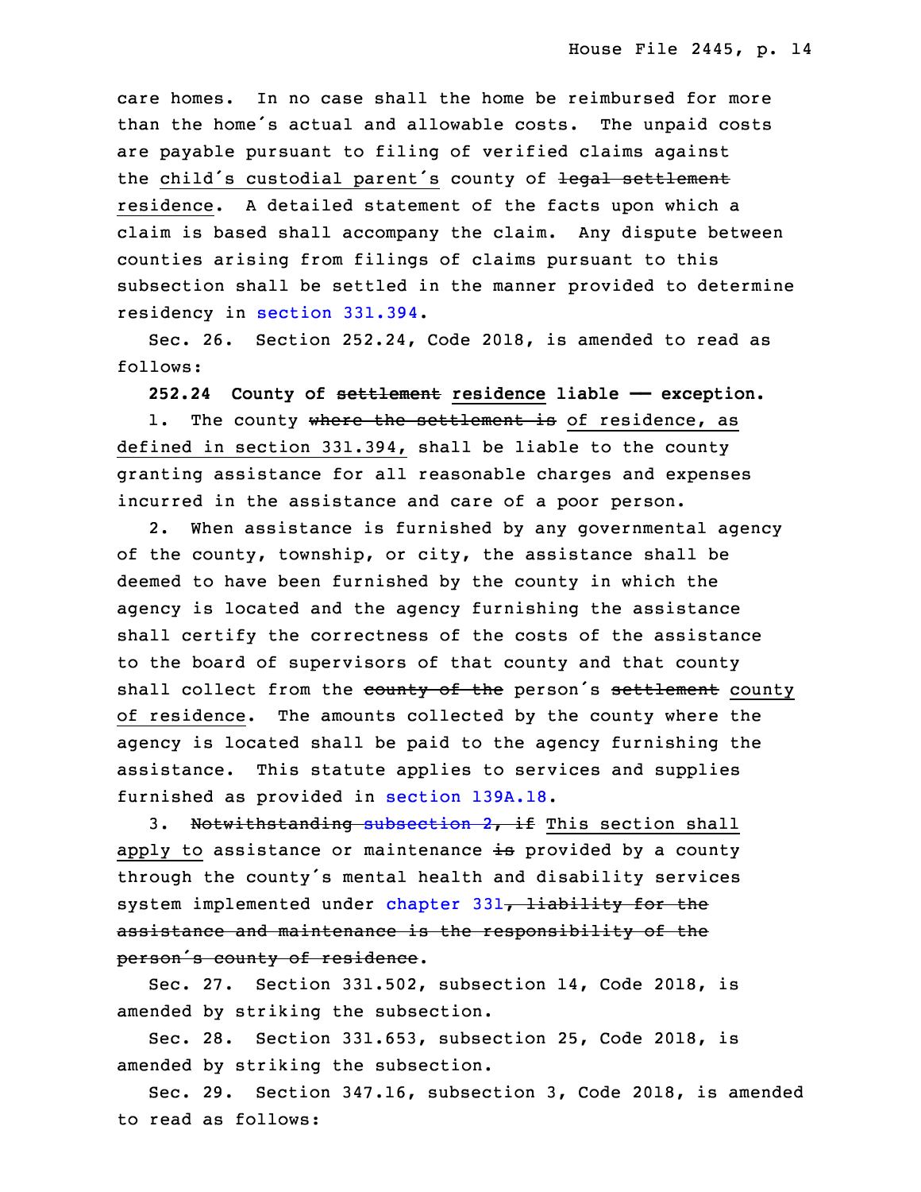care homes. In no case shall the home be reimbursed for more than the home's actual and allowable costs. The unpaid costs are payable pursuant to filing of verified claims against the child's custodial parent's county of ~~legal settlement~~ residence. A detailed statement of the facts upon which a claim is based shall accompany the claim. Any dispute between counties arising from filings of claims pursuant to this subsection shall be settled in the manner provided to determine residency in section 331.394.

Sec. 26. Section 252.24, Code 2018, is amended to read as follows:

**252.24 County of ~~settlement~~ residence liable — exception.**

1. The county ~~where the settlement is~~ of residence, as defined in section 331.394, shall be liable to the county granting assistance for all reasonable charges and expenses incurred in the assistance and care of a poor person.

2. When assistance is furnished by any governmental agency of the county, township, or city, the assistance shall be deemed to have been furnished by the county in which the agency is located and the agency furnishing the assistance shall certify the correctness of the costs of the assistance to the board of supervisors of that county and that county shall collect from the ~~county of the~~ person's ~~settlement~~ county of residence. The amounts collected by the county where the agency is located shall be paid to the agency furnishing the assistance. This statute applies to services and supplies furnished as provided in section 139A.18.

3. ~~Notwithstanding subsection 2, if~~ This section shall apply to assistance or maintenance ~~is~~ provided by a county through the county's mental health and disability services system implemented under chapter 331~~, liability for the assistance and maintenance is the responsibility of the person's county of residence~~.

Sec. 27. Section 331.502, subsection 14, Code 2018, is amended by striking the subsection.

Sec. 28. Section 331.653, subsection 25, Code 2018, is amended by striking the subsection.

Sec. 29. Section 347.16, subsection 3, Code 2018, is amended to read as follows: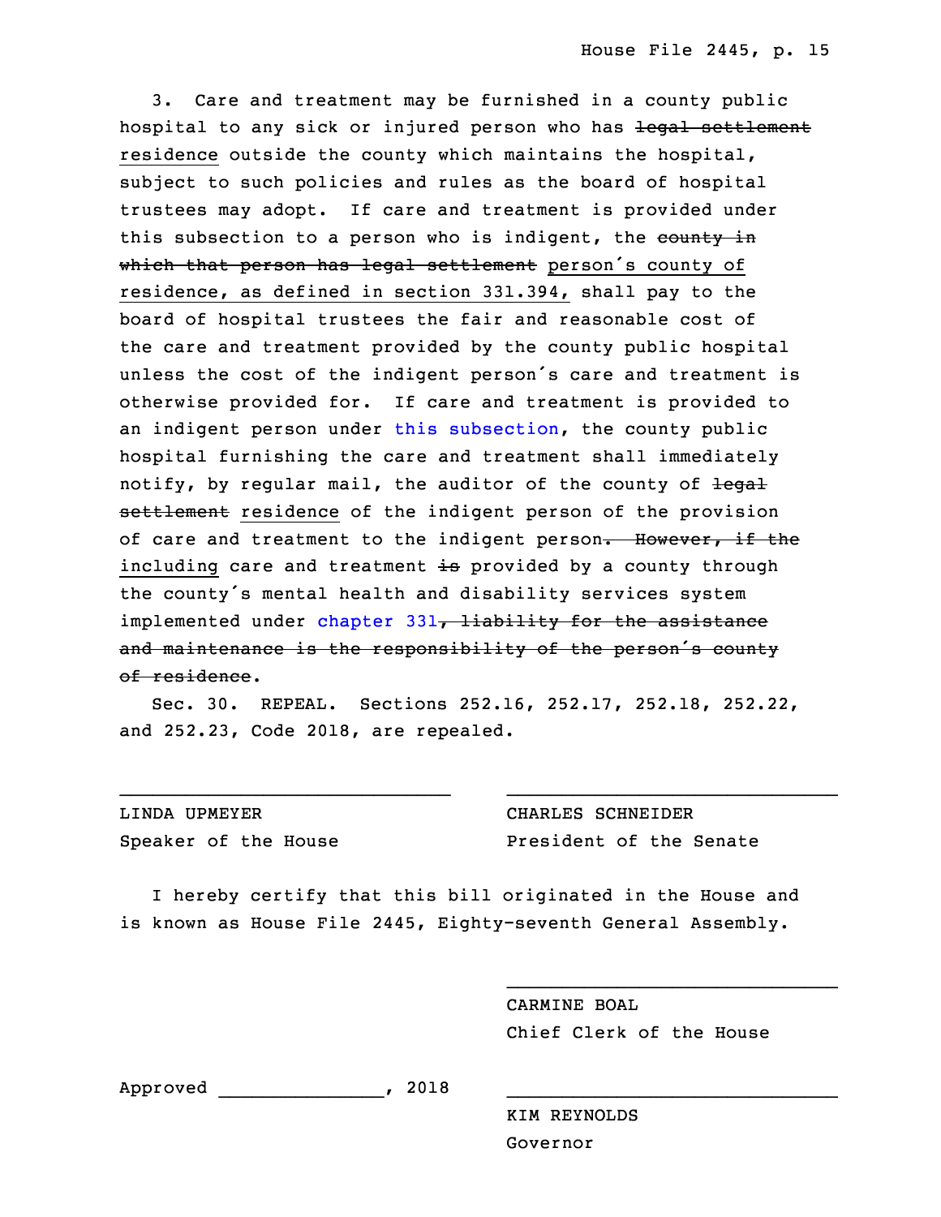3. Care and treatment may be furnished in a county public hospital to any sick or injured person who has ~~legal settlement~~ residence outside the county which maintains the hospital, subject to such policies and rules as the board of hospital trustees may adopt. If care and treatment is provided under this subsection to a person who is indigent, the ~~county in which that person has legal settlement~~ person's county of residence, as defined in section 331.394, shall pay to the board of hospital trustees the fair and reasonable cost of the care and treatment provided by the county public hospital unless the cost of the indigent person's care and treatment is otherwise provided for. If care and treatment is provided to an indigent person under this subsection, the county public hospital furnishing the care and treatment shall immediately notify, by regular mail, the auditor of the county of ~~legal settlement~~ residence of the indigent person of the provision of care and treatment to the indigent person~~. However, if the~~ including care and treatment ~~is~~ provided by a county through the county's mental health and disability services system implemented under chapter 331~~, liability for the assistance and maintenance is the responsibility of the person's county of residence~~.

Sec. 30. REPEAL. Sections 252.16, 252.17, 252.18, 252.22, and 252.23, Code 2018, are repealed.

LINDA UPMEYER
Speaker of the House

CHARLES SCHNEIDER
President of the Senate

I hereby certify that this bill originated in the House and is known as House File 2445, Eighty-seventh General Assembly.

CARMINE BOAL
Chief Clerk of the House

Approved _______________, 2018

KIM REYNOLDS
Governor